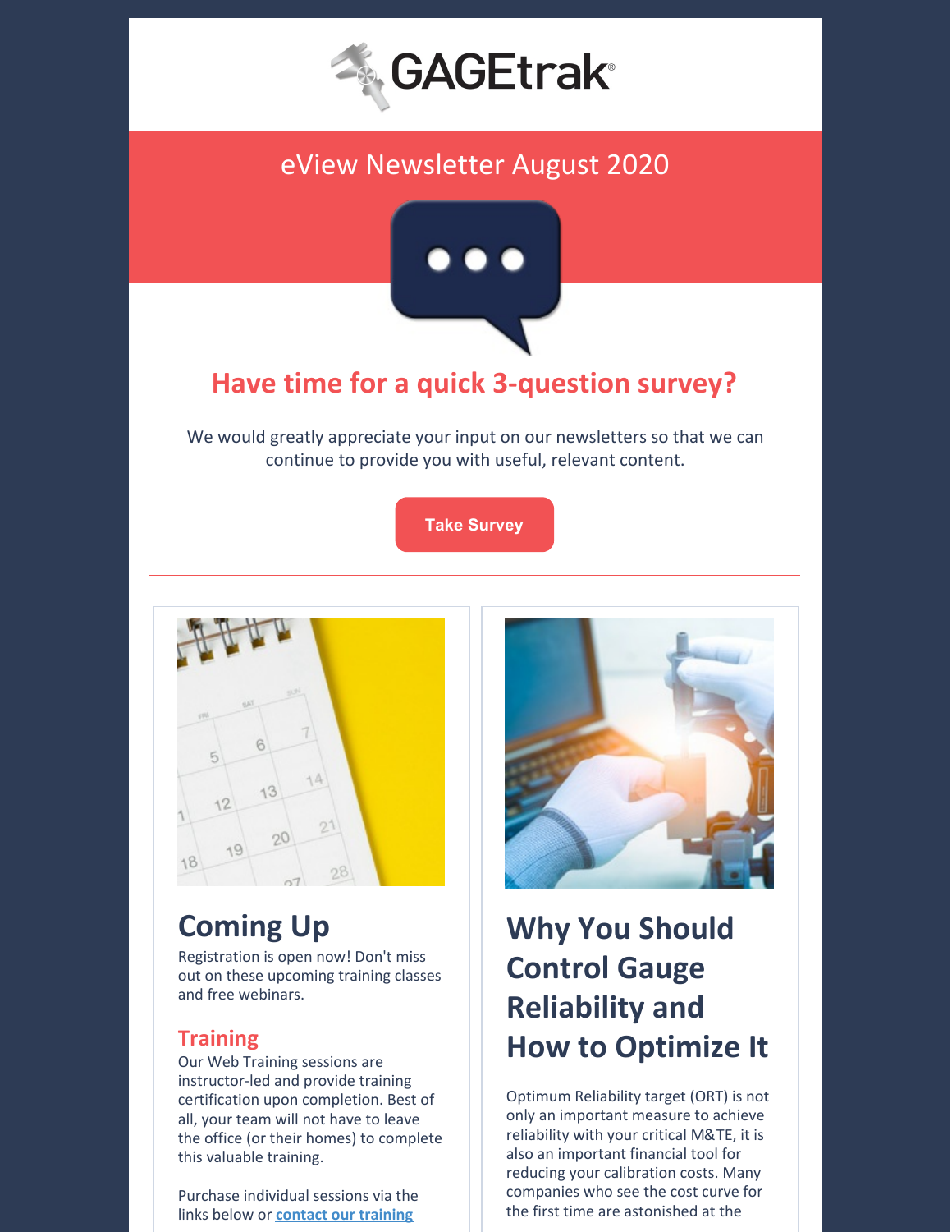GAGEtrak®

# eView Newsletter August 2020

## Have time for a quick 3-question survey?

We would greatly appreciate your input on our newsletters so that we can continue to provide you with useful, relevant content.

Take Survey

---

## Coming Up

Registration is open now! Don't miss out on these upcoming training classes and free webinars.

### Training

Our Web Training sessions are instructor-led and provide training certification upon completion. Best of all, your team will not have to leave the office (or their homes) to complete this valuable training.

Purchase individual sessions via the links below or **contact our training**

## Why You Should Control Gauge Reliability and How to Optimize It

Optimum Reliability target (ORT) is not only an important measure to achieve reliability with your critical M&TE, it is also an important financial tool for reducing your calibration costs. Many companies who see the cost curve for the first time are astonished at the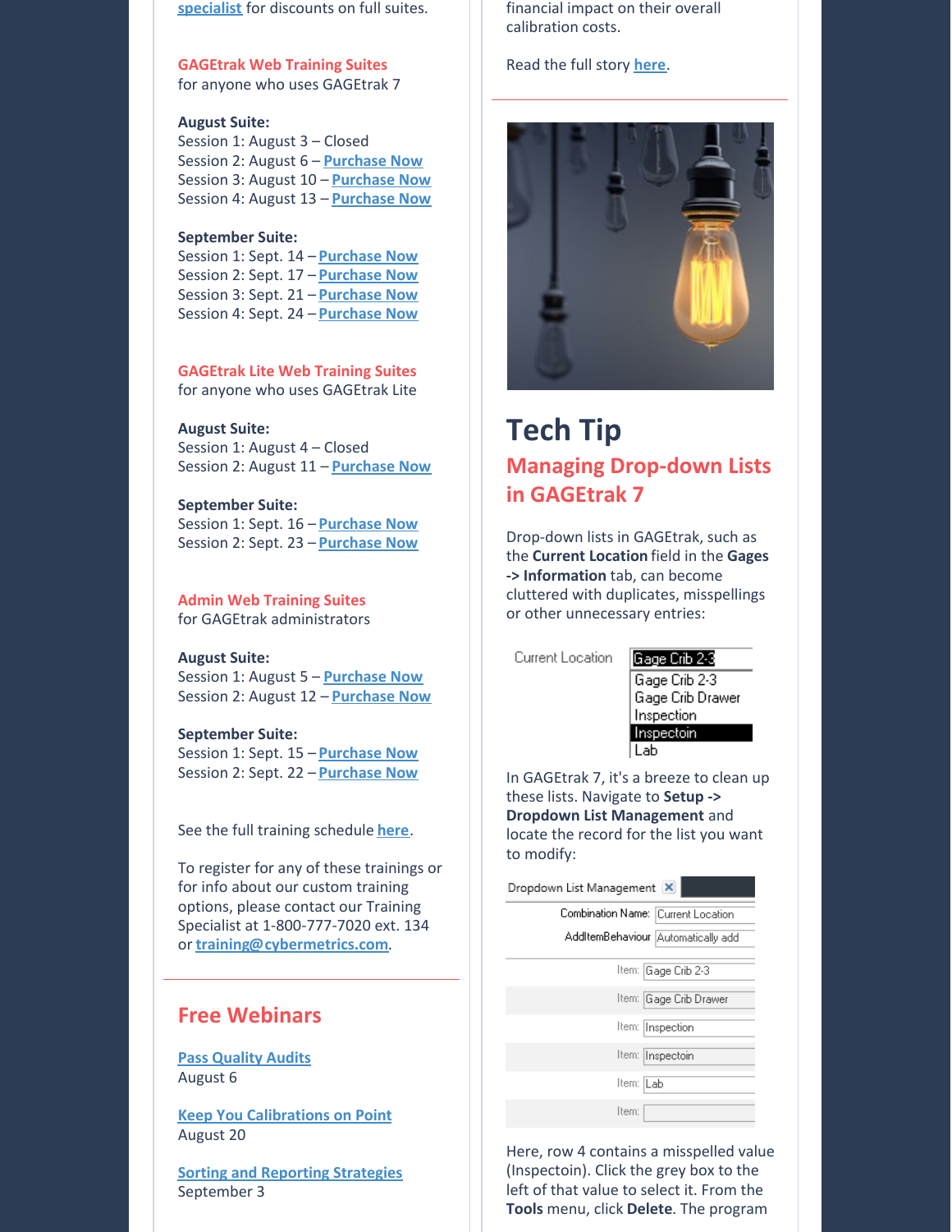specialist for discounts on full suites.

**GAGEtrak Web Training Suites**
for anyone who uses GAGEtrak 7

**August Suite:**
Session 1: August 3 – Closed
Session 2: August 6 – Purchase Now
Session 3: August 10 – Purchase Now
Session 4: August 13 – Purchase Now

**September Suite:**
Session 1: Sept. 14 – Purchase Now
Session 2: Sept. 17 – Purchase Now
Session 3: Sept. 21 – Purchase Now
Session 4: Sept. 24 – Purchase Now

**GAGEtrak Lite Web Training Suites**
for anyone who uses GAGEtrak Lite

**August Suite:**
Session 1: August 4 – Closed
Session 2: August 11 – Purchase Now

**September Suite:**
Session 1: Sept. 16 – Purchase Now
Session 2: Sept. 23 – Purchase Now

**Admin Web Training Suites**
for GAGEtrak administrators

**August Suite:**
Session 1: August 5 – Purchase Now
Session 2: August 12 – Purchase Now

**September Suite:**
Session 1: Sept. 15 – Purchase Now
Session 2: Sept. 22 – Purchase Now

See the full training schedule here.

To register for any of these trainings or for info about our custom training options, please contact our Training Specialist at 1-800-777-7020 ext. 134 or training@cybermetrics.com.

## Free Webinars

Pass Quality Audits
August 6

Keep You Calibrations on Point
August 20

Sorting and Reporting Strategies
September 3

financial impact on their overall calibration costs.

Read the full story here.

# Tech Tip

## Managing Drop-down Lists in GAGEtrak 7

Drop-down lists in GAGEtrak, such as the **Current Location** field in the **Gages -> Information** tab, can become cluttered with duplicates, misspellings or other unnecessary entries:

Current Location: Gage Crib 2-3 / Gage Crib 2-3 / Gage Crib Drawer / Inspection / Inspectoin / Lab

In GAGEtrak 7, it's a breeze to clean up these lists. Navigate to **Setup -> Dropdown List Management** and locate the record for the list you want to modify:

Dropdown List Management
Combination Name: Current Location
AddItemBehaviour: Automatically add
Item: Gage Crib 2-3
Item: Gage Crib Drawer
Item: Inspection
Item: Inspectoin
Item: Lab
Item:

Here, row 4 contains a misspelled value (Inspectoin). Click the grey box to the left of that value to select it. From the **Tools** menu, click **Delete**. The program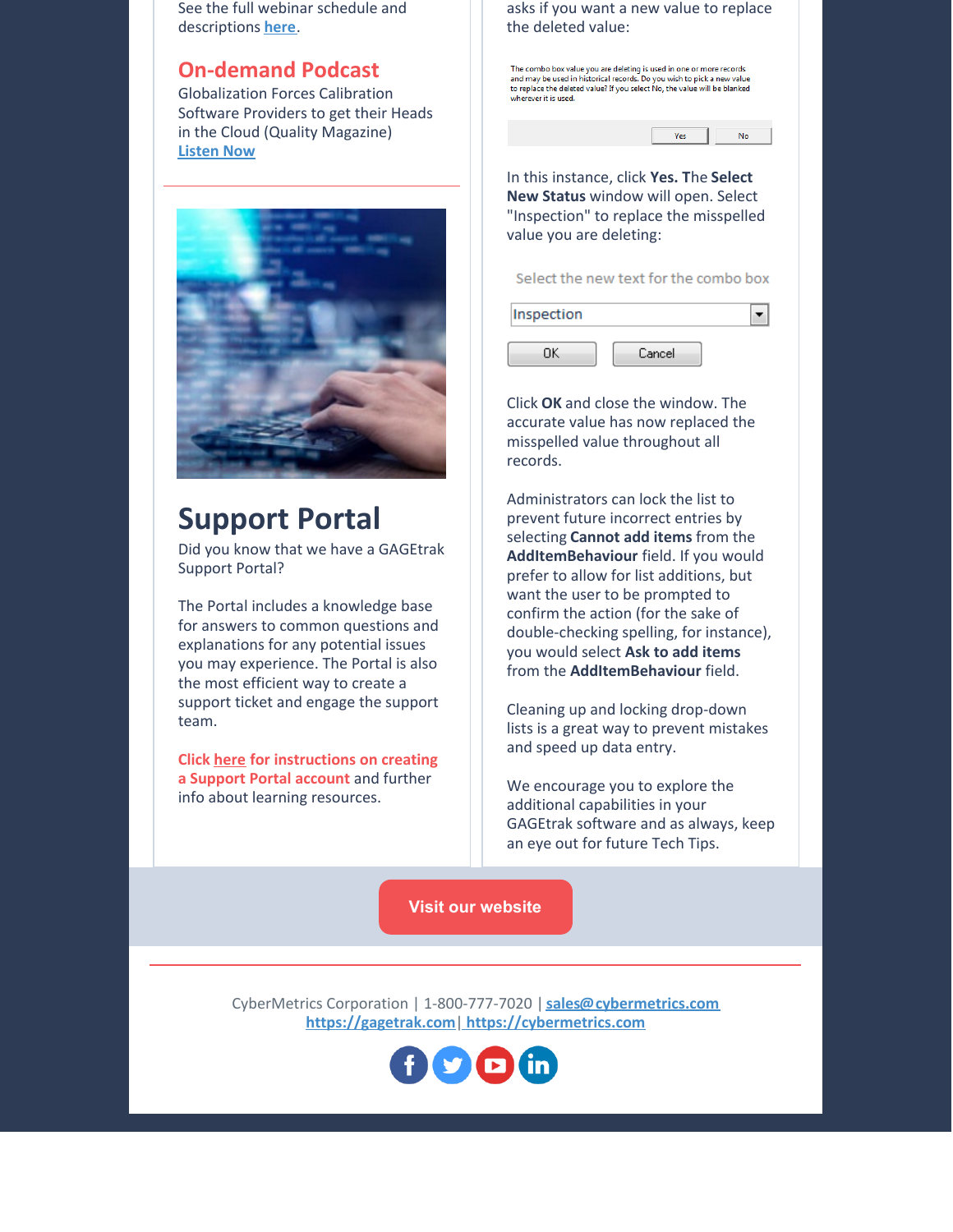See the full webinar schedule and descriptions here.

## On-demand Podcast

Globalization Forces Calibration Software Providers to get their Heads in the Cloud (Quality Magazine)
Listen Now

# Support Portal

Did you know that we have a GAGEtrak Support Portal?

The Portal includes a knowledge base for answers to common questions and explanations for any potential issues you may experience. The Portal is also the most efficient way to create a support ticket and engage the support team.

Click here for instructions on creating a Support Portal account and further info about learning resources.

asks if you want a new value to replace the deleted value:

The combo box value you are deleting is used in one or more records and may be used in historical records. Do you wish to pick a new value to replace the deleted value? If you select No, the value will be blanked wherever it is used.

Yes No

In this instance, click **Yes.** The **Select New Status** window will open. Select "Inspection" to replace the misspelled value you are deleting:

Select the new text for the combo box

Inspection

OK Cancel

Click **OK** and close the window. The accurate value has now replaced the misspelled value throughout all records.

Administrators can lock the list to prevent future incorrect entries by selecting **Cannot add items** from the **AddItemBehaviour** field. If you would prefer to allow for list additions, but want the user to be prompted to confirm the action (for the sake of double-checking spelling, for instance), you would select **Ask to add items** from the **AddItemBehaviour** field.

Cleaning up and locking drop-down lists is a great way to prevent mistakes and speed up data entry.

We encourage you to explore the additional capabilities in your GAGEtrak software and as always, keep an eye out for future Tech Tips.

Visit our website

CyberMetrics Corporation | 1-800-777-7020 | sales@cybermetrics.com
https://gagetrak.com | https://cybermetrics.com